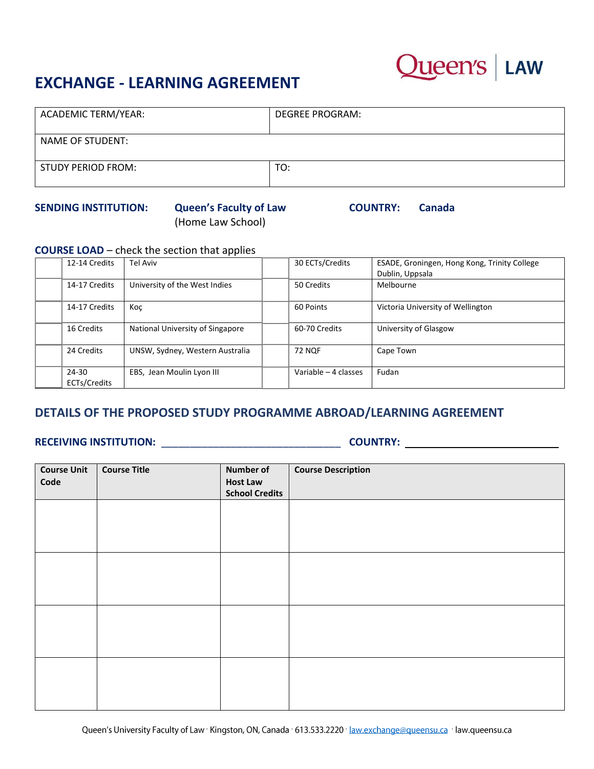# EXCHANGE - LEARNING AGREEMENT

Queen's | LAW

| ACADEMIC TERM/YEAR: | DEGREE PROGRAM: |
|---|---|
| NAME OF STUDENT: | |
| STUDY PERIOD FROM: | TO: |

**SENDING INSTITUTION:** **Queen's Faculty of Law** (Home Law School) **COUNTRY:** **Canada**

**COURSE LOAD** – check the section that applies

| | | | | | |
|---|---|---|---|---|---|
| | 12-14 Credits | Tel Aviv | | 30 ECTs/Credits | ESADE, Groningen, Hong Kong, Trinity College Dublin, Uppsala |
| | 14-17 Credits | University of the West Indies | | 50 Credits | Melbourne |
| | 14-17 Credits | Koç | | 60 Points | Victoria University of Wellington |
| | 16 Credits | National University of Singapore | | 60-70 Credits | University of Glasgow |
| | 24 Credits | UNSW, Sydney, Western Australia | | 72 NQF | Cape Town |
| | 24-30 ECTs/Credits | EBS, Jean Moulin Lyon III | | Variable – 4 classes | Fudan |

## DETAILS OF THE PROPOSED STUDY PROGRAMME ABROAD/LEARNING AGREEMENT

**RECEIVING INSTITUTION:** ________________________________ **COUNTRY:** ____________________________

| Course Unit Code | Course Title | Number of Host Law School Credits | Course Description |
|---|---|---|---|
| | | | |
| | | | |
| | | | |
| | | | |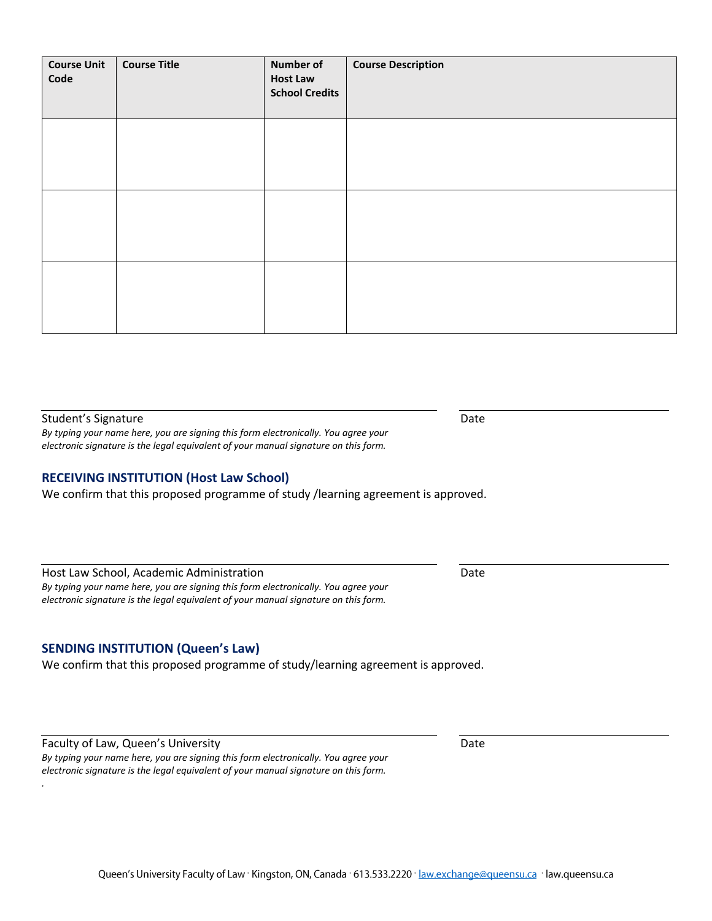| Course Unit Code | Course Title | Number of Host Law School Credits | Course Description |
|---|---|---|---|
| | | | |
| | | | |
| | | | |

Student's Signature

*By typing your name here, you are signing this form electronically. You agree your electronic signature is the legal equivalent of your manual signature on this form.*

Date

## RECEIVING INSTITUTION (Host Law School)

We confirm that this proposed programme of study /learning agreement is approved.

Host Law School, Academic Administration

*By typing your name here, you are signing this form electronically. You agree your electronic signature is the legal equivalent of your manual signature on this form.*

Date

## SENDING INSTITUTION (Queen's Law)

We confirm that this proposed programme of study/learning agreement is approved.

Faculty of Law, Queen's University

*By typing your name here, you are signing this form electronically. You agree your electronic signature is the legal equivalent of your manual signature on this form.*

Date

Queen's University Faculty of Law · Kingston, ON, Canada · 613.533.2220 · law.exchange@queensu.ca · law.queensu.ca